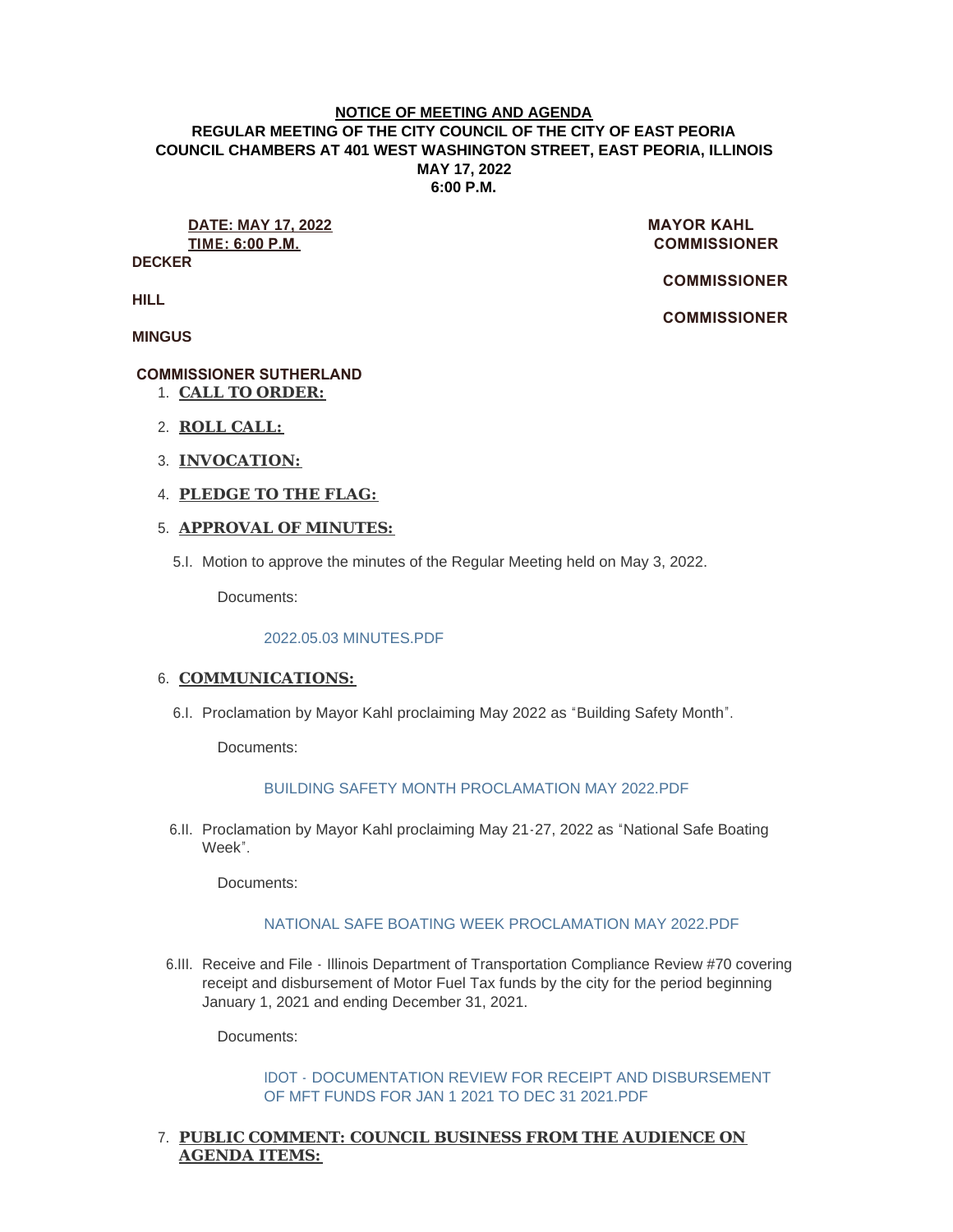**NOTICE OF MEETING AND AGENDA**

**REGULAR MEETING OF THE CITY COUNCIL OF THE CITY OF EAST PEORIA**

**COUNCIL CHAMBERS AT 401 WEST WASHINGTON STREET, EAST PEORIA, ILLINOIS**

**MAY 17, 2022**

**6:00 P.M.**

**DATE: MAY 17, 2022**
**TIME: 6:00 P.M.**

**MAYOR KAHL**
**COMMISSIONER DECKER**
**COMMISSIONER HILL**
**COMMISSIONER MINGUS**
**COMMISSIONER SUTHERLAND**

1. **CALL TO ORDER:**

2. **ROLL CALL:**

3. **INVOCATION:**

4. **PLEDGE TO THE FLAG:**

5. **APPROVAL OF MINUTES:**

   5.I. Motion to approve the minutes of the Regular Meeting held on May 3, 2022.

   Documents:

   2022.05.03 MINUTES.PDF

6. **COMMUNICATIONS:**

   6.I. Proclamation by Mayor Kahl proclaiming May 2022 as "Building Safety Month".

   Documents:

   BUILDING SAFETY MONTH PROCLAMATION MAY 2022.PDF

   6.II. Proclamation by Mayor Kahl proclaiming May 21-27, 2022 as "National Safe Boating Week".

   Documents:

   NATIONAL SAFE BOATING WEEK PROCLAMATION MAY 2022.PDF

   6.III. Receive and File - Illinois Department of Transportation Compliance Review #70 covering receipt and disbursement of Motor Fuel Tax funds by the city for the period beginning January 1, 2021 and ending December 31, 2021.

   Documents:

   IDOT - DOCUMENTATION REVIEW FOR RECEIPT AND DISBURSEMENT OF MFT FUNDS FOR JAN 1 2021 TO DEC 31 2021.PDF

7. **PUBLIC COMMENT: COUNCIL BUSINESS FROM THE AUDIENCE ON AGENDA ITEMS:**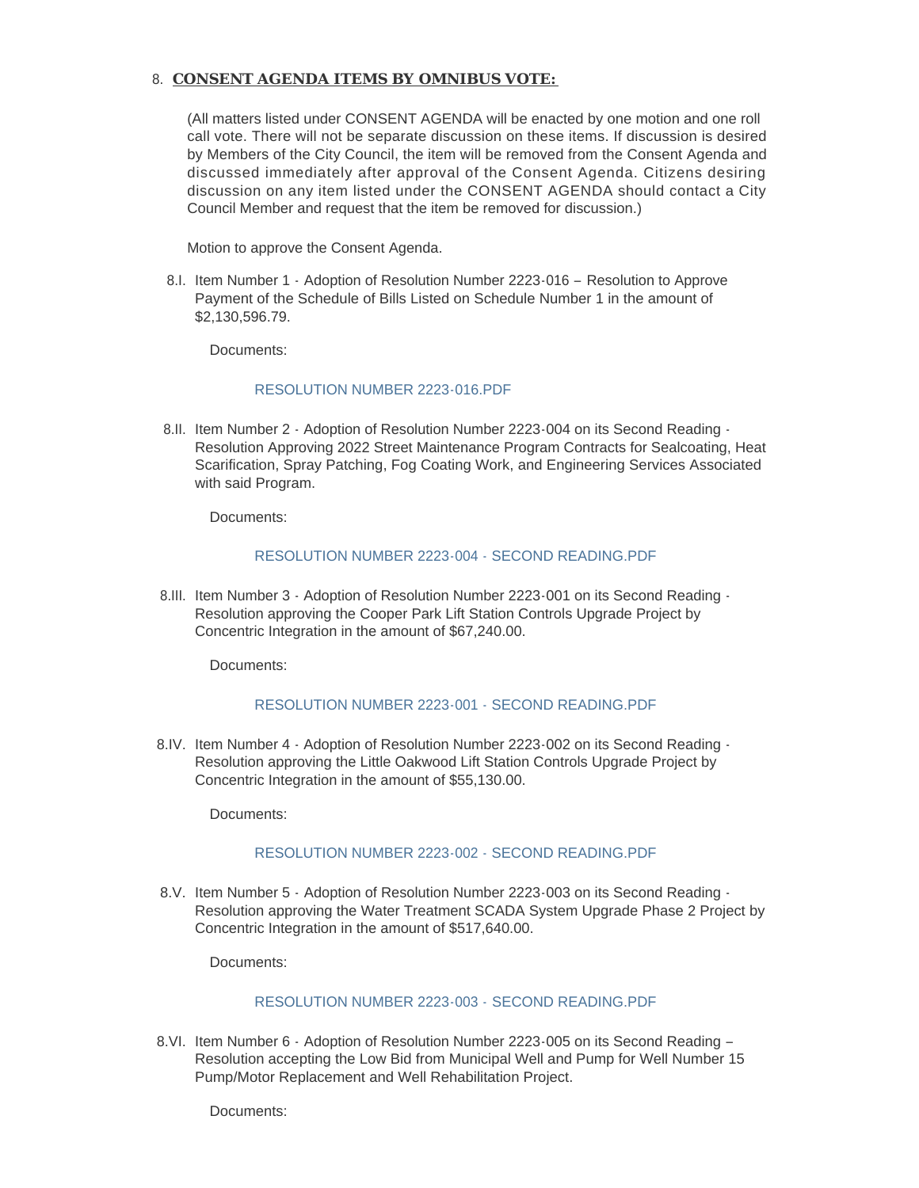8. **<u>CONSENT AGENDA ITEMS BY OMNIBUS VOTE:</u>**

(All matters listed under CONSENT AGENDA will be enacted by one motion and one roll call vote. There will not be separate discussion on these items. If discussion is desired by Members of the City Council, the item will be removed from the Consent Agenda and discussed immediately after approval of the Consent Agenda. Citizens desiring discussion on any item listed under the CONSENT AGENDA should contact a City Council Member and request that the item be removed for discussion.)

Motion to approve the Consent Agenda.

8.I. Item Number 1 - Adoption of Resolution Number 2223-016 – Resolution to Approve Payment of the Schedule of Bills Listed on Schedule Number 1 in the amount of $2,130,596.79.

Documents:

RESOLUTION NUMBER 2223-016.PDF

8.II. Item Number 2 - Adoption of Resolution Number 2223-004 on its Second Reading - Resolution Approving 2022 Street Maintenance Program Contracts for Sealcoating, Heat Scarification, Spray Patching, Fog Coating Work, and Engineering Services Associated with said Program.

Documents:

RESOLUTION NUMBER 2223-004 - SECOND READING.PDF

8.III. Item Number 3 - Adoption of Resolution Number 2223-001 on its Second Reading - Resolution approving the Cooper Park Lift Station Controls Upgrade Project by Concentric Integration in the amount of $67,240.00.

Documents:

RESOLUTION NUMBER 2223-001 - SECOND READING.PDF

8.IV. Item Number 4 - Adoption of Resolution Number 2223-002 on its Second Reading - Resolution approving the Little Oakwood Lift Station Controls Upgrade Project by Concentric Integration in the amount of $55,130.00.

Documents:

RESOLUTION NUMBER 2223-002 - SECOND READING.PDF

8.V. Item Number 5 - Adoption of Resolution Number 2223-003 on its Second Reading - Resolution approving the Water Treatment SCADA System Upgrade Phase 2 Project by Concentric Integration in the amount of $517,640.00.

Documents:

RESOLUTION NUMBER 2223-003 - SECOND READING.PDF

8.VI. Item Number 6 - Adoption of Resolution Number 2223-005 on its Second Reading – Resolution accepting the Low Bid from Municipal Well and Pump for Well Number 15 Pump/Motor Replacement and Well Rehabilitation Project.

Documents: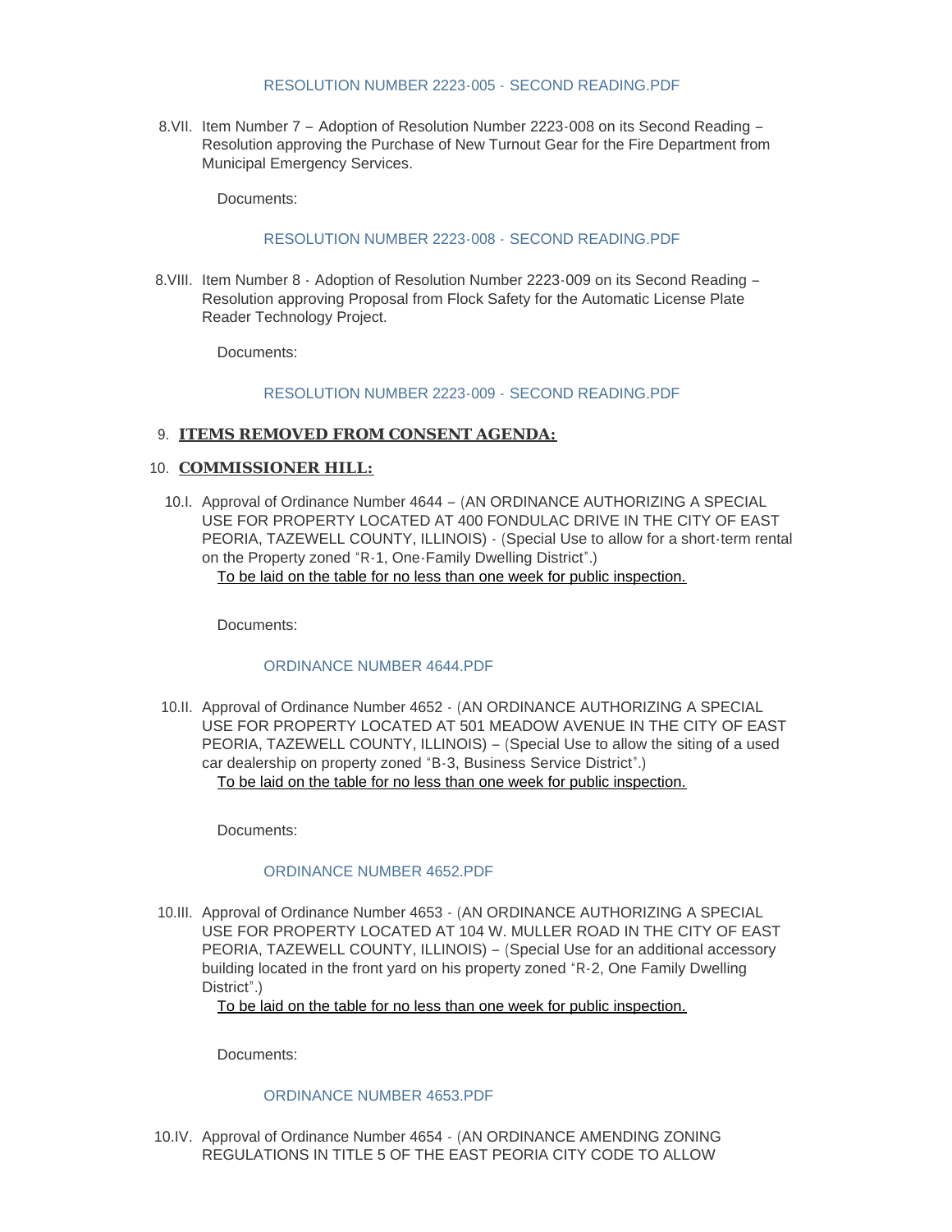RESOLUTION NUMBER 2223-005 - SECOND READING.PDF

8.VII. Item Number 7 – Adoption of Resolution Number 2223-008 on its Second Reading – Resolution approving the Purchase of New Turnout Gear for the Fire Department from Municipal Emergency Services.

Documents:

RESOLUTION NUMBER 2223-008 - SECOND READING.PDF

8.VIII. Item Number 8 - Adoption of Resolution Number 2223-009 on its Second Reading – Resolution approving Proposal from Flock Safety for the Automatic License Plate Reader Technology Project.

Documents:

RESOLUTION NUMBER 2223-009 - SECOND READING.PDF

## 9. ITEMS REMOVED FROM CONSENT AGENDA:

## 10. COMMISSIONER HILL:

10.I. Approval of Ordinance Number 4644 – (AN ORDINANCE AUTHORIZING A SPECIAL USE FOR PROPERTY LOCATED AT 400 FONDULAC DRIVE IN THE CITY OF EAST PEORIA, TAZEWELL COUNTY, ILLINOIS) - (Special Use to allow for a short-term rental on the Property zoned "R-1, One-Family Dwelling District".)
To be laid on the table for no less than one week for public inspection.

Documents:

ORDINANCE NUMBER 4644.PDF

10.II. Approval of Ordinance Number 4652 - (AN ORDINANCE AUTHORIZING A SPECIAL USE FOR PROPERTY LOCATED AT 501 MEADOW AVENUE IN THE CITY OF EAST PEORIA, TAZEWELL COUNTY, ILLINOIS) – (Special Use to allow the siting of a used car dealership on property zoned "B-3, Business Service District".)
To be laid on the table for no less than one week for public inspection.

Documents:

ORDINANCE NUMBER 4652.PDF

10.III. Approval of Ordinance Number 4653 - (AN ORDINANCE AUTHORIZING A SPECIAL USE FOR PROPERTY LOCATED AT 104 W. MULLER ROAD IN THE CITY OF EAST PEORIA, TAZEWELL COUNTY, ILLINOIS) – (Special Use for an additional accessory building located in the front yard on his property zoned "R-2, One Family Dwelling District".)
To be laid on the table for no less than one week for public inspection.

Documents:

ORDINANCE NUMBER 4653.PDF

10.IV. Approval of Ordinance Number 4654 - (AN ORDINANCE AMENDING ZONING REGULATIONS IN TITLE 5 OF THE EAST PEORIA CITY CODE TO ALLOW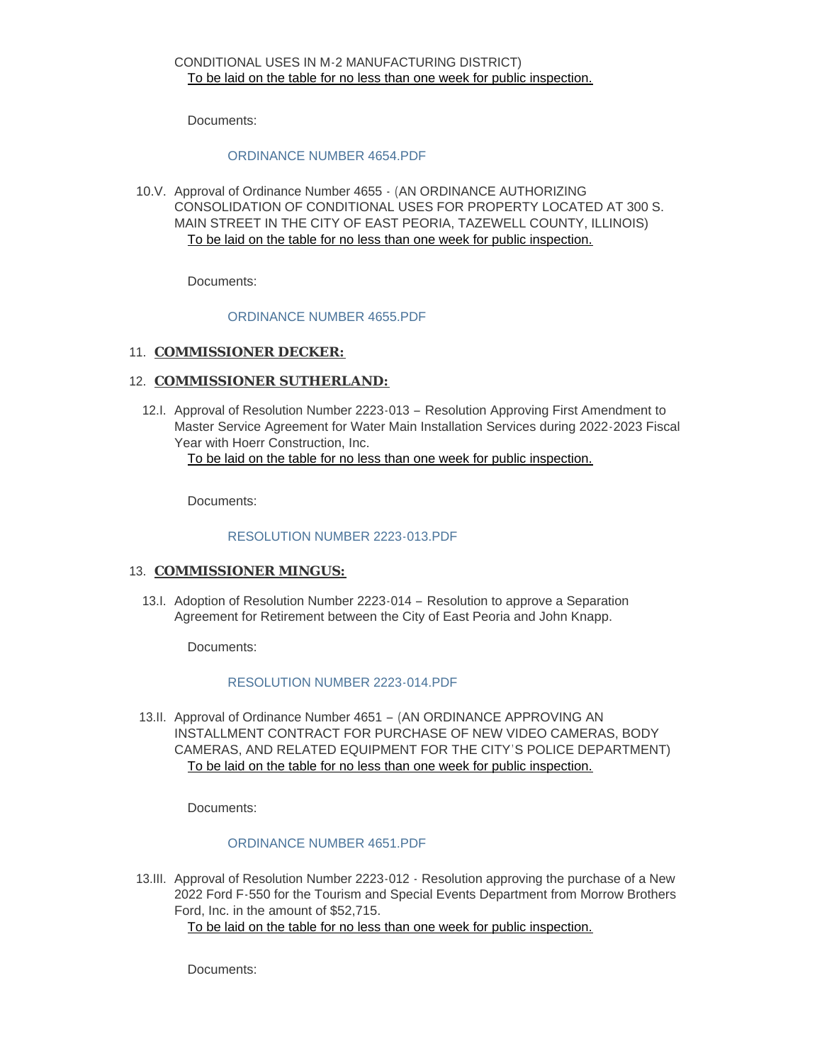CONDITIONAL USES IN M-2 MANUFACTURING DISTRICT)
To be laid on the table for no less than one week for public inspection.

Documents:

ORDINANCE NUMBER 4654.PDF

10.V. Approval of Ordinance Number 4655 - (AN ORDINANCE AUTHORIZING CONSOLIDATION OF CONDITIONAL USES FOR PROPERTY LOCATED AT 300 S. MAIN STREET IN THE CITY OF EAST PEORIA, TAZEWELL COUNTY, ILLINOIS)
To be laid on the table for no less than one week for public inspection.

Documents:

ORDINANCE NUMBER 4655.PDF

## 11. COMMISSIONER DECKER:

## 12. COMMISSIONER SUTHERLAND:

12.I. Approval of Resolution Number 2223-013 – Resolution Approving First Amendment to Master Service Agreement for Water Main Installation Services during 2022-2023 Fiscal Year with Hoerr Construction, Inc.
To be laid on the table for no less than one week for public inspection.

Documents:

RESOLUTION NUMBER 2223-013.PDF

## 13. COMMISSIONER MINGUS:

13.I. Adoption of Resolution Number 2223-014 – Resolution to approve a Separation Agreement for Retirement between the City of East Peoria and John Knapp.

Documents:

RESOLUTION NUMBER 2223-014.PDF

13.II. Approval of Ordinance Number 4651 – (AN ORDINANCE APPROVING AN INSTALLMENT CONTRACT FOR PURCHASE OF NEW VIDEO CAMERAS, BODY CAMERAS, AND RELATED EQUIPMENT FOR THE CITY'S POLICE DEPARTMENT)
To be laid on the table for no less than one week for public inspection.

Documents:

ORDINANCE NUMBER 4651.PDF

13.III. Approval of Resolution Number 2223-012 - Resolution approving the purchase of a New 2022 Ford F-550 for the Tourism and Special Events Department from Morrow Brothers Ford, Inc. in the amount of $52,715.
To be laid on the table for no less than one week for public inspection.

Documents: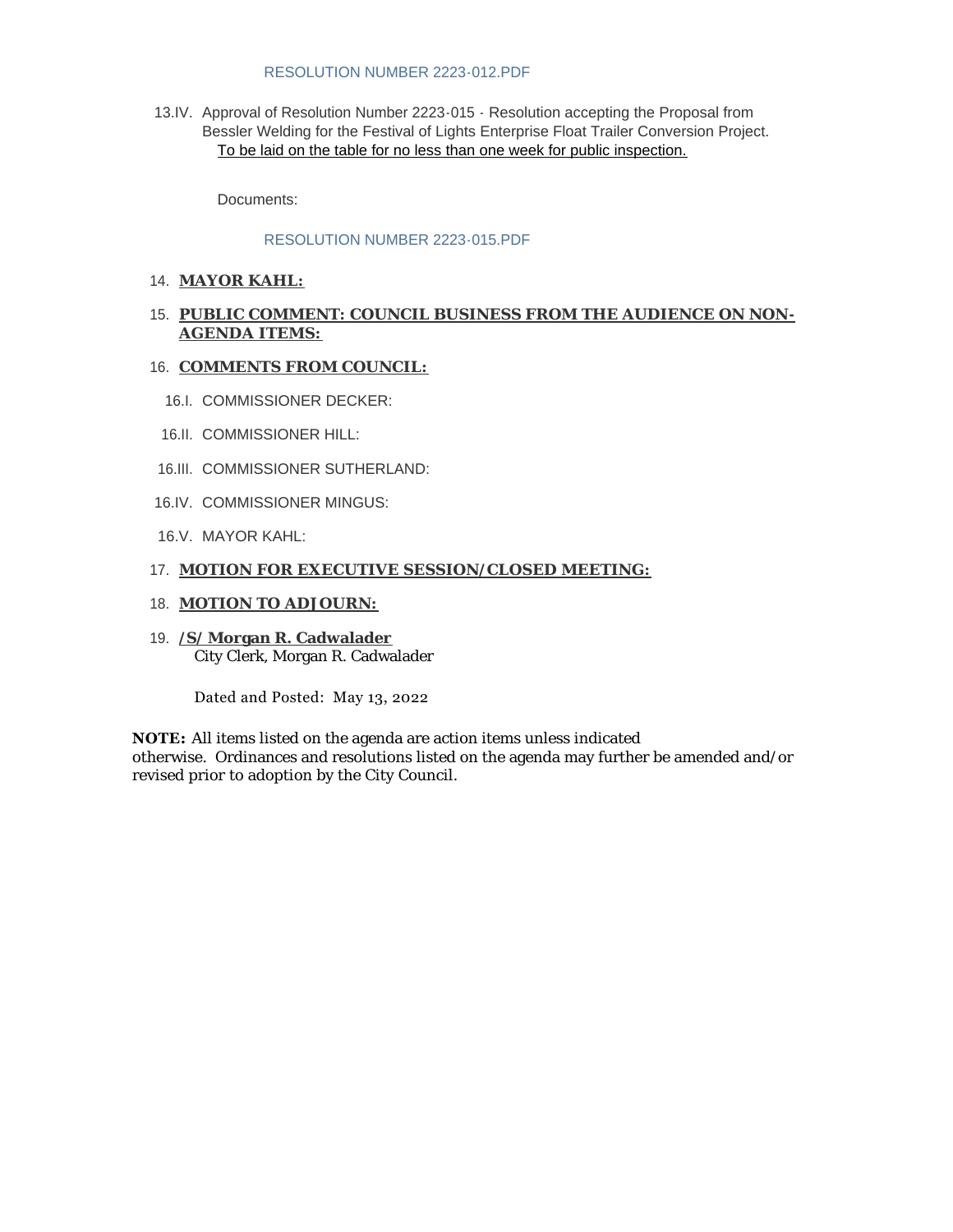RESOLUTION NUMBER 2223-012.PDF

13.IV. Approval of Resolution Number 2223-015 - Resolution accepting the Proposal from Bessler Welding for the Festival of Lights Enterprise Float Trailer Conversion Project.
To be laid on the table for no less than one week for public inspection.

Documents:

RESOLUTION NUMBER 2223-015.PDF

14. **MAYOR KAHL:**

15. **PUBLIC COMMENT: COUNCIL BUSINESS FROM THE AUDIENCE ON NON-AGENDA ITEMS:**

16. **COMMENTS FROM COUNCIL:**

16.I. COMMISSIONER DECKER:

16.II. COMMISSIONER HILL:

16.III. COMMISSIONER SUTHERLAND:

16.IV. COMMISSIONER MINGUS:

16.V. MAYOR KAHL:

17. **MOTION FOR EXECUTIVE SESSION/CLOSED MEETING:**

18. **MOTION TO ADJOURN:**

19. **/S/ Morgan R. Cadwalader**
City Clerk, Morgan R. Cadwalader

Dated and Posted: May 13, 2022

**NOTE:** All items listed on the agenda are action items unless indicated otherwise. Ordinances and resolutions listed on the agenda may further be amended and/or revised prior to adoption by the City Council.